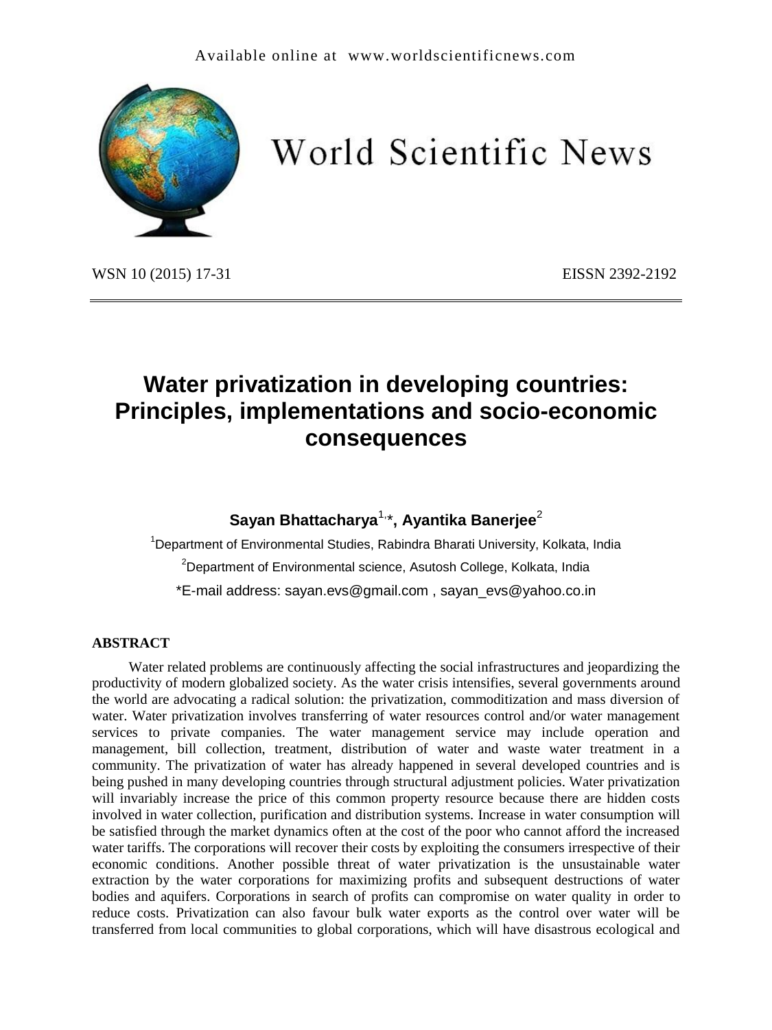# Water privatization in developing countries: Principles, implementations and socio-economic consequences

**Sayan Bhattacharya[1,*], Ayantika Banerjee[2]**

[1]Department of Environmental Studies, Rabindra Bharati University, Kolkata, India

[2]Department of Environmental science, Asutosh College, Kolkata, India

*E-mail address: sayan.evs@gmail.com , sayan_evs@yahoo.co.in

## ABSTRACT

Water related problems are continuously affecting the social infrastructures and jeopardizing the productivity of modern globalized society. As the water crisis intensifies, several governments around the world are advocating a radical solution: the privatization, commoditization and mass diversion of water. Water privatization involves transferring of water resources control and/or water management services to private companies. The water management service may include operation and management, bill collection, treatment, distribution of water and waste water treatment in a community. The privatization of water has already happened in several developed countries and is being pushed in many developing countries through structural adjustment policies. Water privatization will invariably increase the price of this common property resource because there are hidden costs involved in water collection, purification and distribution systems. Increase in water consumption will be satisfied through the market dynamics often at the cost of the poor who cannot afford the increased water tariffs. The corporations will recover their costs by exploiting the consumers irrespective of their economic conditions. Another possible threat of water privatization is the unsustainable water extraction by the water corporations for maximizing profits and subsequent destructions of water bodies and aquifers. Corporations in search of profits can compromise on water quality in order to reduce costs. Privatization can also favour bulk water exports as the control over water will be transferred from local communities to global corporations, which will have disastrous ecological and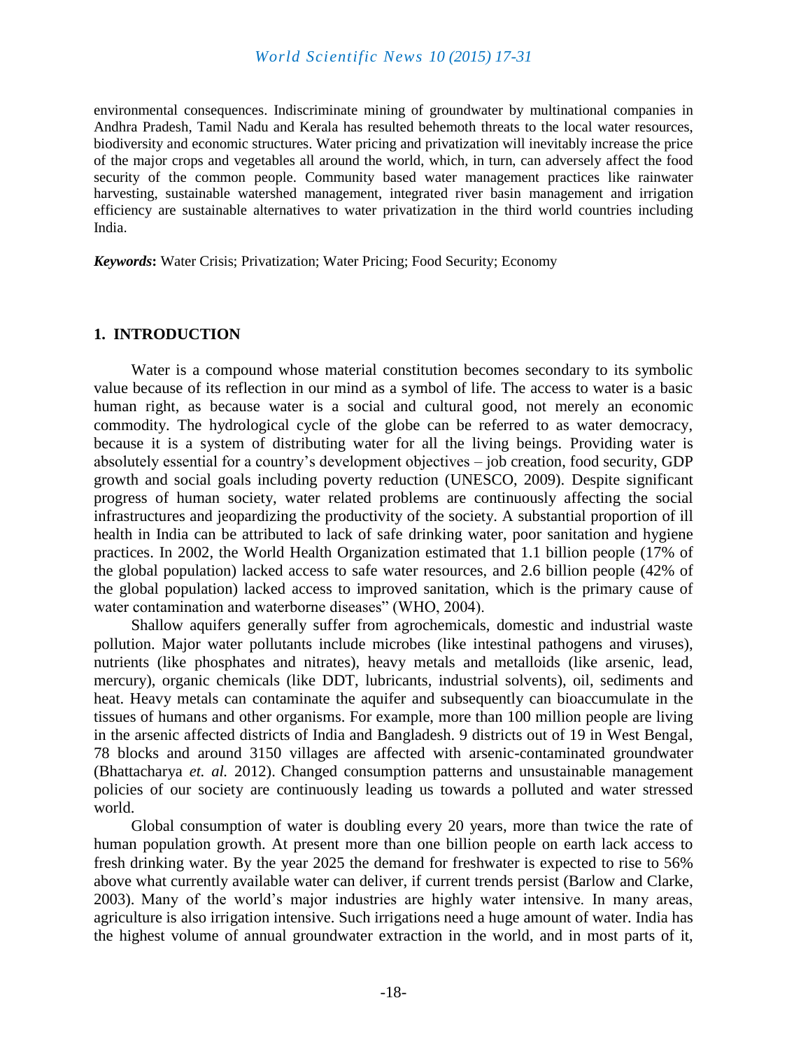environmental consequences. Indiscriminate mining of groundwater by multinational companies in Andhra Pradesh, Tamil Nadu and Kerala has resulted behemoth threats to the local water resources, biodiversity and economic structures. Water pricing and privatization will inevitably increase the price of the major crops and vegetables all around the world, which, in turn, can adversely affect the food security of the common people. Community based water management practices like rainwater harvesting, sustainable watershed management, integrated river basin management and irrigation efficiency are sustainable alternatives to water privatization in the third world countries including India.

***Keywords*:** Water Crisis; Privatization; Water Pricing; Food Security; Economy

## 1. INTRODUCTION

Water is a compound whose material constitution becomes secondary to its symbolic value because of its reflection in our mind as a symbol of life. The access to water is a basic human right, as because water is a social and cultural good, not merely an economic commodity. The hydrological cycle of the globe can be referred to as water democracy, because it is a system of distributing water for all the living beings. Providing water is absolutely essential for a country's development objectives – job creation, food security, GDP growth and social goals including poverty reduction (UNESCO, 2009). Despite significant progress of human society, water related problems are continuously affecting the social infrastructures and jeopardizing the productivity of the society. A substantial proportion of ill health in India can be attributed to lack of safe drinking water, poor sanitation and hygiene practices. In 2002, the World Health Organization estimated that 1.1 billion people (17% of the global population) lacked access to safe water resources, and 2.6 billion people (42% of the global population) lacked access to improved sanitation, which is the primary cause of water contamination and waterborne diseases" (WHO, 2004).

Shallow aquifers generally suffer from agrochemicals, domestic and industrial waste pollution. Major water pollutants include microbes (like intestinal pathogens and viruses), nutrients (like phosphates and nitrates), heavy metals and metalloids (like arsenic, lead, mercury), organic chemicals (like DDT, lubricants, industrial solvents), oil, sediments and heat. Heavy metals can contaminate the aquifer and subsequently can bioaccumulate in the tissues of humans and other organisms. For example, more than 100 million people are living in the arsenic affected districts of India and Bangladesh. 9 districts out of 19 in West Bengal, 78 blocks and around 3150 villages are affected with arsenic-contaminated groundwater (Bhattacharya *et. al.* 2012). Changed consumption patterns and unsustainable management policies of our society are continuously leading us towards a polluted and water stressed world.

Global consumption of water is doubling every 20 years, more than twice the rate of human population growth. At present more than one billion people on earth lack access to fresh drinking water. By the year 2025 the demand for freshwater is expected to rise to 56% above what currently available water can deliver, if current trends persist (Barlow and Clarke, 2003). Many of the world's major industries are highly water intensive. In many areas, agriculture is also irrigation intensive. Such irrigations need a huge amount of water. India has the highest volume of annual groundwater extraction in the world, and in most parts of it,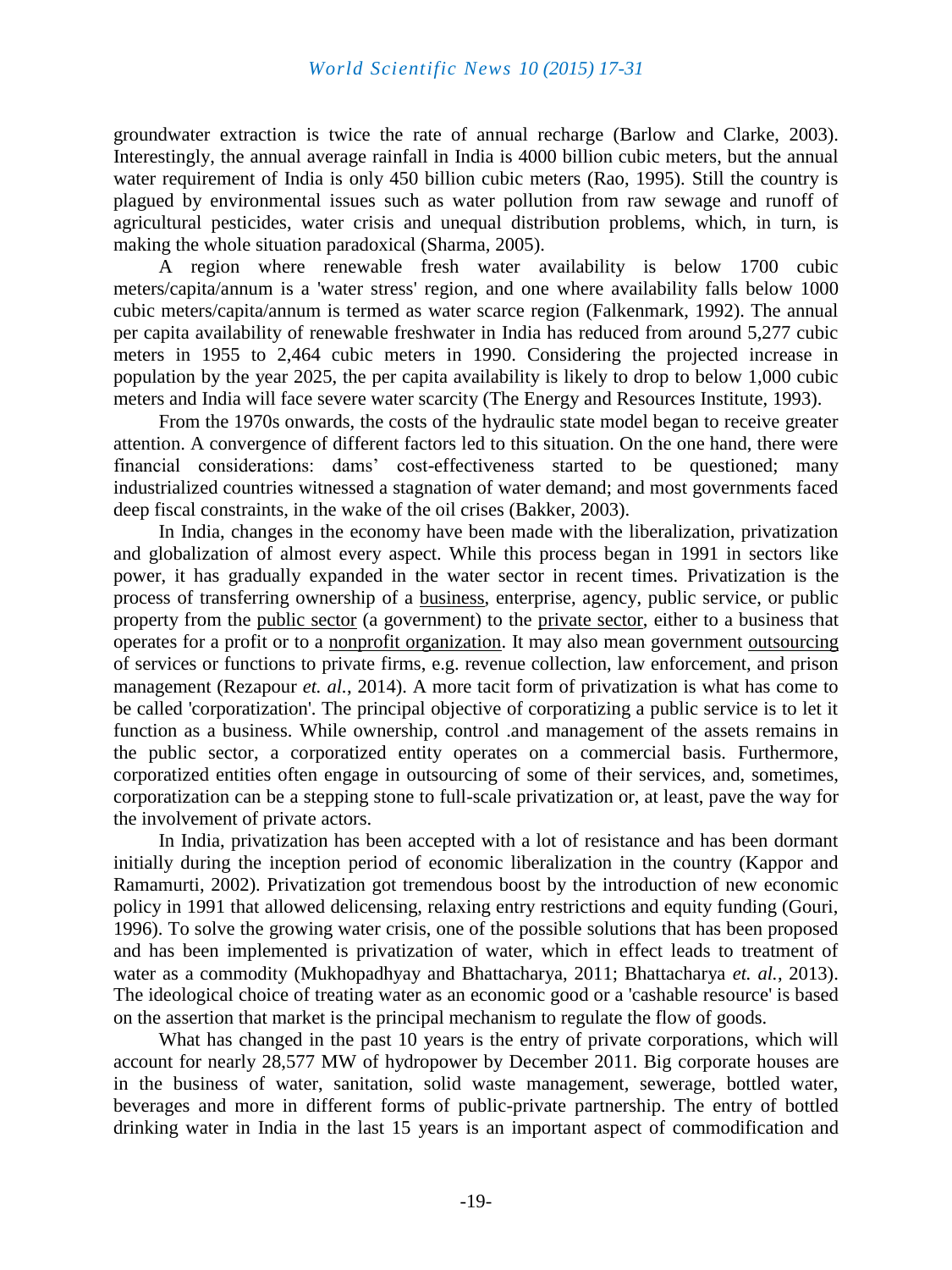groundwater extraction is twice the rate of annual recharge (Barlow and Clarke, 2003). Interestingly, the annual average rainfall in India is 4000 billion cubic meters, but the annual water requirement of India is only 450 billion cubic meters (Rao, 1995). Still the country is plagued by environmental issues such as water pollution from raw sewage and runoff of agricultural pesticides, water crisis and unequal distribution problems, which, in turn, is making the whole situation paradoxical (Sharma, 2005).

A region where renewable fresh water availability is below 1700 cubic meters/capita/annum is a 'water stress' region, and one where availability falls below 1000 cubic meters/capita/annum is termed as water scarce region (Falkenmark, 1992). The annual per capita availability of renewable freshwater in India has reduced from around 5,277 cubic meters in 1955 to 2,464 cubic meters in 1990. Considering the projected increase in population by the year 2025, the per capita availability is likely to drop to below 1,000 cubic meters and India will face severe water scarcity (The Energy and Resources Institute, 1993).

From the 1970s onwards, the costs of the hydraulic state model began to receive greater attention. A convergence of different factors led to this situation. On the one hand, there were financial considerations: dams' cost-effectiveness started to be questioned; many industrialized countries witnessed a stagnation of water demand; and most governments faced deep fiscal constraints, in the wake of the oil crises (Bakker, 2003).

In India, changes in the economy have been made with the liberalization, privatization and globalization of almost every aspect. While this process began in 1991 in sectors like power, it has gradually expanded in the water sector in recent times. Privatization is the process of transferring ownership of a business, enterprise, agency, public service, or public property from the public sector (a government) to the private sector, either to a business that operates for a profit or to a nonprofit organization. It may also mean government outsourcing of services or functions to private firms, e.g. revenue collection, law enforcement, and prison management (Rezapour *et. al.*, 2014). A more tacit form of privatization is what has come to be called 'corporatization'. The principal objective of corporatizing a public service is to let it function as a business. While ownership, control .and management of the assets remains in the public sector, a corporatized entity operates on a commercial basis. Furthermore, corporatized entities often engage in outsourcing of some of their services, and, sometimes, corporatization can be a stepping stone to full-scale privatization or, at least, pave the way for the involvement of private actors.

In India, privatization has been accepted with a lot of resistance and has been dormant initially during the inception period of economic liberalization in the country (Kappor and Ramamurti, 2002). Privatization got tremendous boost by the introduction of new economic policy in 1991 that allowed delicensing, relaxing entry restrictions and equity funding (Gouri, 1996). To solve the growing water crisis, one of the possible solutions that has been proposed and has been implemented is privatization of water, which in effect leads to treatment of water as a commodity (Mukhopadhyay and Bhattacharya, 2011; Bhattacharya *et. al.*, 2013). The ideological choice of treating water as an economic good or a 'cashable resource' is based on the assertion that market is the principal mechanism to regulate the flow of goods.

What has changed in the past 10 years is the entry of private corporations, which will account for nearly 28,577 MW of hydropower by December 2011. Big corporate houses are in the business of water, sanitation, solid waste management, sewerage, bottled water, beverages and more in different forms of public-private partnership. The entry of bottled drinking water in India in the last 15 years is an important aspect of commodification and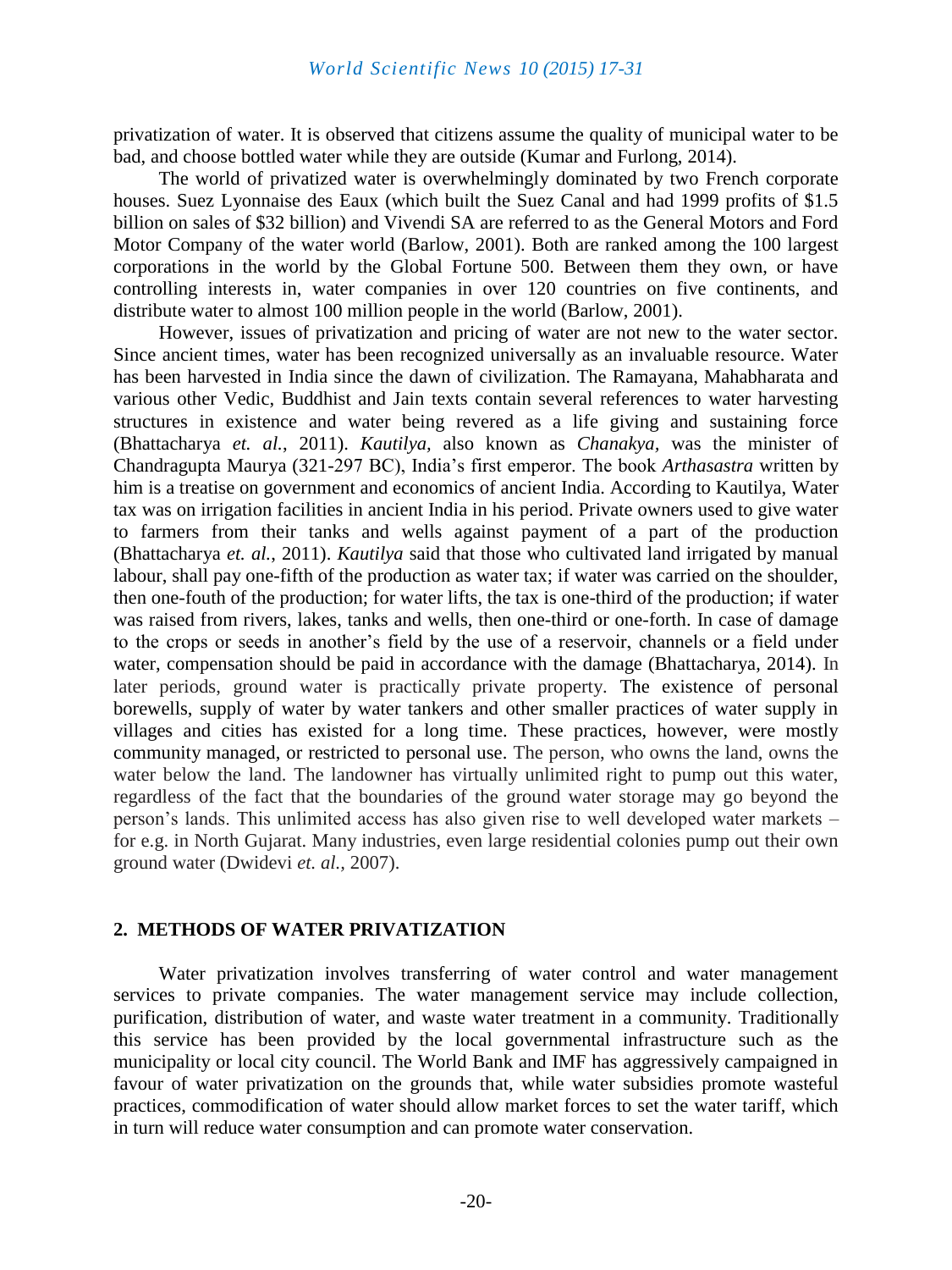privatization of water. It is observed that citizens assume the quality of municipal water to be bad, and choose bottled water while they are outside (Kumar and Furlong, 2014).

The world of privatized water is overwhelmingly dominated by two French corporate houses. Suez Lyonnaise des Eaux (which built the Suez Canal and had 1999 profits of $1.5 billion on sales of $32 billion) and Vivendi SA are referred to as the General Motors and Ford Motor Company of the water world (Barlow, 2001). Both are ranked among the 100 largest corporations in the world by the Global Fortune 500. Between them they own, or have controlling interests in, water companies in over 120 countries on five continents, and distribute water to almost 100 million people in the world (Barlow, 2001).

However, issues of privatization and pricing of water are not new to the water sector. Since ancient times, water has been recognized universally as an invaluable resource. Water has been harvested in India since the dawn of civilization. The Ramayana, Mahabharata and various other Vedic, Buddhist and Jain texts contain several references to water harvesting structures in existence and water being revered as a life giving and sustaining force (Bhattacharya *et. al.*, 2011). *Kautilya*, also known as *Chanakya*, was the minister of Chandragupta Maurya (321-297 BC), India's first emperor. The book *Arthasastra* written by him is a treatise on government and economics of ancient India. According to Kautilya, Water tax was on irrigation facilities in ancient India in his period. Private owners used to give water to farmers from their tanks and wells against payment of a part of the production (Bhattacharya *et. al.*, 2011). *Kautilya* said that those who cultivated land irrigated by manual labour, shall pay one-fifth of the production as water tax; if water was carried on the shoulder, then one-fouth of the production; for water lifts, the tax is one-third of the production; if water was raised from rivers, lakes, tanks and wells, then one-third or one-forth. In case of damage to the crops or seeds in another's field by the use of a reservoir, channels or a field under water, compensation should be paid in accordance with the damage (Bhattacharya, 2014). In later periods, ground water is practically private property. The existence of personal borewells, supply of water by water tankers and other smaller practices of water supply in villages and cities has existed for a long time. These practices, however, were mostly community managed, or restricted to personal use. The person, who owns the land, owns the water below the land. The landowner has virtually unlimited right to pump out this water, regardless of the fact that the boundaries of the ground water storage may go beyond the person's lands. This unlimited access has also given rise to well developed water markets – for e.g. in North Gujarat. Many industries, even large residential colonies pump out their own ground water (Dwidevi *et. al.*, 2007).

## 2. METHODS OF WATER PRIVATIZATION

Water privatization involves transferring of water control and water management services to private companies. The water management service may include collection, purification, distribution of water, and waste water treatment in a community. Traditionally this service has been provided by the local governmental infrastructure such as the municipality or local city council. The World Bank and IMF has aggressively campaigned in favour of water privatization on the grounds that, while water subsidies promote wasteful practices, commodification of water should allow market forces to set the water tariff, which in turn will reduce water consumption and can promote water conservation.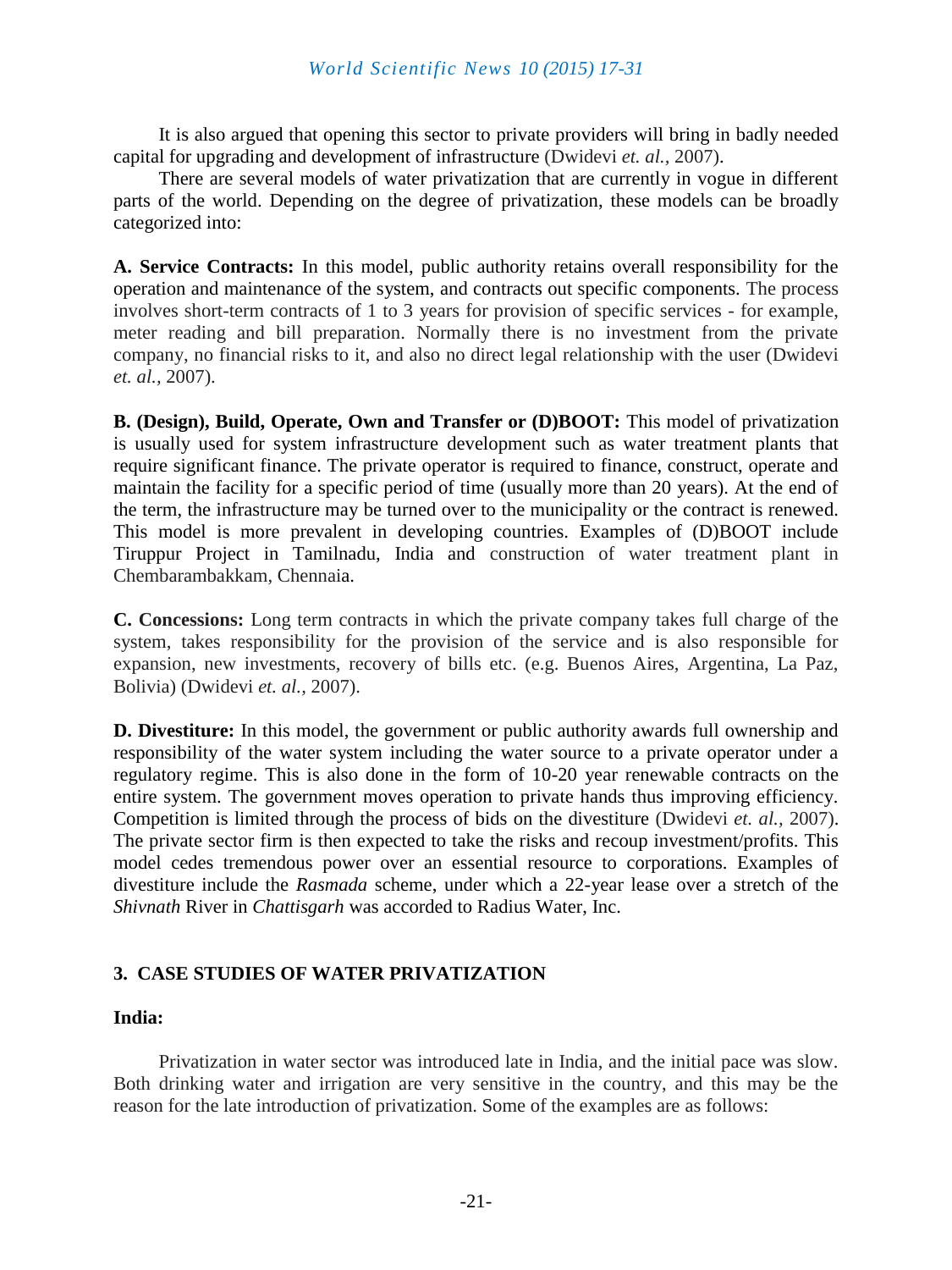It is also argued that opening this sector to private providers will bring in badly needed capital for upgrading and development of infrastructure (Dwidevi *et. al.*, 2007).

There are several models of water privatization that are currently in vogue in different parts of the world. Depending on the degree of privatization, these models can be broadly categorized into:

**A. Service Contracts:** In this model, public authority retains overall responsibility for the operation and maintenance of the system, and contracts out specific components. The process involves short-term contracts of 1 to 3 years for provision of specific services - for example, meter reading and bill preparation. Normally there is no investment from the private company, no financial risks to it, and also no direct legal relationship with the user (Dwidevi *et. al.*, 2007).

**B. (Design), Build, Operate, Own and Transfer or (D)BOOT:** This model of privatization is usually used for system infrastructure development such as water treatment plants that require significant finance. The private operator is required to finance, construct, operate and maintain the facility for a specific period of time (usually more than 20 years). At the end of the term, the infrastructure may be turned over to the municipality or the contract is renewed. This model is more prevalent in developing countries. Examples of (D)BOOT include Tiruppur Project in Tamilnadu, India and construction of water treatment plant in Chembarambakkam, Chennaia.

**C. Concessions:** Long term contracts in which the private company takes full charge of the system, takes responsibility for the provision of the service and is also responsible for expansion, new investments, recovery of bills etc. (e.g. Buenos Aires, Argentina, La Paz, Bolivia) (Dwidevi *et. al.*, 2007).

**D. Divestiture:** In this model, the government or public authority awards full ownership and responsibility of the water system including the water source to a private operator under a regulatory regime. This is also done in the form of 10-20 year renewable contracts on the entire system. The government moves operation to private hands thus improving efficiency. Competition is limited through the process of bids on the divestiture (Dwidevi *et. al.*, 2007). The private sector firm is then expected to take the risks and recoup investment/profits. This model cedes tremendous power over an essential resource to corporations. Examples of divestiture include the *Rasmada* scheme, under which a 22-year lease over a stretch of the *Shivnath* River in *Chattisgarh* was accorded to Radius Water, Inc.

## 3. CASE STUDIES OF WATER PRIVATIZATION

### India:

Privatization in water sector was introduced late in India, and the initial pace was slow. Both drinking water and irrigation are very sensitive in the country, and this may be the reason for the late introduction of privatization. Some of the examples are as follows: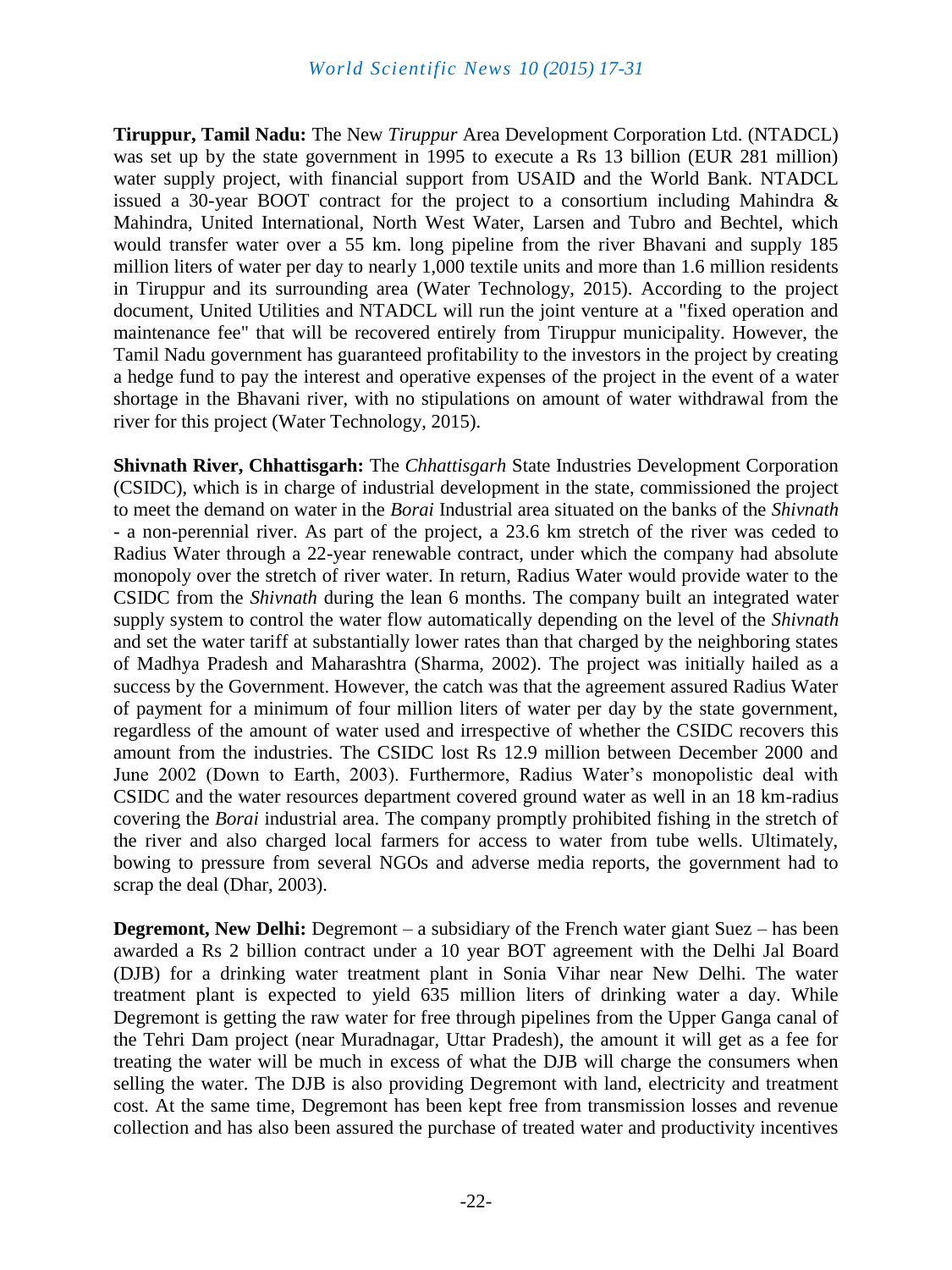**Tiruppur, Tamil Nadu:** The New *Tiruppur* Area Development Corporation Ltd. (NTADCL) was set up by the state government in 1995 to execute a Rs 13 billion (EUR 281 million) water supply project, with financial support from USAID and the World Bank. NTADCL issued a 30-year BOOT contract for the project to a consortium including Mahindra & Mahindra, United International, North West Water, Larsen and Tubro and Bechtel, which would transfer water over a 55 km. long pipeline from the river Bhavani and supply 185 million liters of water per day to nearly 1,000 textile units and more than 1.6 million residents in Tiruppur and its surrounding area (Water Technology, 2015). According to the project document, United Utilities and NTADCL will run the joint venture at a "fixed operation and maintenance fee" that will be recovered entirely from Tiruppur municipality. However, the Tamil Nadu government has guaranteed profitability to the investors in the project by creating a hedge fund to pay the interest and operative expenses of the project in the event of a water shortage in the Bhavani river, with no stipulations on amount of water withdrawal from the river for this project (Water Technology, 2015).

**Shivnath River, Chhattisgarh:** The *Chhattisgarh* State Industries Development Corporation (CSIDC), which is in charge of industrial development in the state, commissioned the project to meet the demand on water in the *Borai* Industrial area situated on the banks of the *Shivnath* - a non-perennial river. As part of the project, a 23.6 km stretch of the river was ceded to Radius Water through a 22-year renewable contract, under which the company had absolute monopoly over the stretch of river water. In return, Radius Water would provide water to the CSIDC from the *Shivnath* during the lean 6 months. The company built an integrated water supply system to control the water flow automatically depending on the level of the *Shivnath* and set the water tariff at substantially lower rates than that charged by the neighboring states of Madhya Pradesh and Maharashtra (Sharma, 2002). The project was initially hailed as a success by the Government. However, the catch was that the agreement assured Radius Water of payment for a minimum of four million liters of water per day by the state government, regardless of the amount of water used and irrespective of whether the CSIDC recovers this amount from the industries. The CSIDC lost Rs 12.9 million between December 2000 and June 2002 (Down to Earth, 2003). Furthermore, Radius Water's monopolistic deal with CSIDC and the water resources department covered ground water as well in an 18 km-radius covering the *Borai* industrial area. The company promptly prohibited fishing in the stretch of the river and also charged local farmers for access to water from tube wells. Ultimately, bowing to pressure from several NGOs and adverse media reports, the government had to scrap the deal (Dhar, 2003).

**Degremont, New Delhi:** Degremont – a subsidiary of the French water giant Suez – has been awarded a Rs 2 billion contract under a 10 year BOT agreement with the Delhi Jal Board (DJB) for a drinking water treatment plant in Sonia Vihar near New Delhi. The water treatment plant is expected to yield 635 million liters of drinking water a day. While Degremont is getting the raw water for free through pipelines from the Upper Ganga canal of the Tehri Dam project (near Muradnagar, Uttar Pradesh), the amount it will get as a fee for treating the water will be much in excess of what the DJB will charge the consumers when selling the water. The DJB is also providing Degremont with land, electricity and treatment cost. At the same time, Degremont has been kept free from transmission losses and revenue collection and has also been assured the purchase of treated water and productivity incentives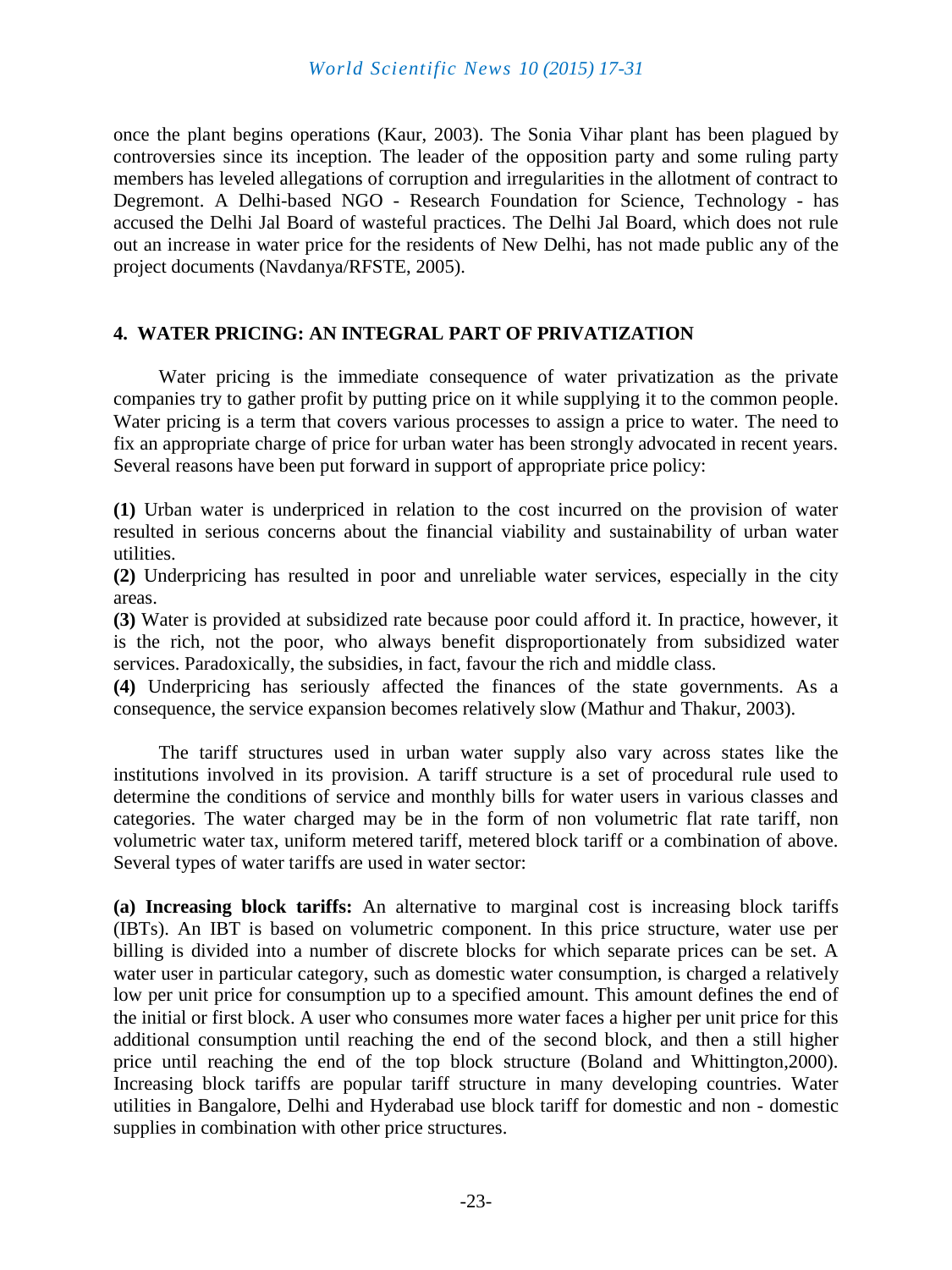once the plant begins operations (Kaur, 2003). The Sonia Vihar plant has been plagued by controversies since its inception. The leader of the opposition party and some ruling party members has leveled allegations of corruption and irregularities in the allotment of contract to Degremont. A Delhi-based NGO - Research Foundation for Science, Technology - has accused the Delhi Jal Board of wasteful practices. The Delhi Jal Board, which does not rule out an increase in water price for the residents of New Delhi, has not made public any of the project documents (Navdanya/RFSTE, 2005).

## 4. WATER PRICING: AN INTEGRAL PART OF PRIVATIZATION

Water pricing is the immediate consequence of water privatization as the private companies try to gather profit by putting price on it while supplying it to the common people. Water pricing is a term that covers various processes to assign a price to water. The need to fix an appropriate charge of price for urban water has been strongly advocated in recent years. Several reasons have been put forward in support of appropriate price policy:

**(1)** Urban water is underpriced in relation to the cost incurred on the provision of water resulted in serious concerns about the financial viability and sustainability of urban water utilities.

**(2)** Underpricing has resulted in poor and unreliable water services, especially in the city areas.

**(3)** Water is provided at subsidized rate because poor could afford it. In practice, however, it is the rich, not the poor, who always benefit disproportionately from subsidized water services. Paradoxically, the subsidies, in fact, favour the rich and middle class.

**(4)** Underpricing has seriously affected the finances of the state governments. As a consequence, the service expansion becomes relatively slow (Mathur and Thakur, 2003).

The tariff structures used in urban water supply also vary across states like the institutions involved in its provision. A tariff structure is a set of procedural rule used to determine the conditions of service and monthly bills for water users in various classes and categories. The water charged may be in the form of non volumetric flat rate tariff, non volumetric water tax, uniform metered tariff, metered block tariff or a combination of above. Several types of water tariffs are used in water sector:

**(a) Increasing block tariffs:** An alternative to marginal cost is increasing block tariffs (IBTs). An IBT is based on volumetric component. In this price structure, water use per billing is divided into a number of discrete blocks for which separate prices can be set. A water user in particular category, such as domestic water consumption, is charged a relatively low per unit price for consumption up to a specified amount. This amount defines the end of the initial or first block. A user who consumes more water faces a higher per unit price for this additional consumption until reaching the end of the second block, and then a still higher price until reaching the end of the top block structure (Boland and Whittington,2000). Increasing block tariffs are popular tariff structure in many developing countries. Water utilities in Bangalore, Delhi and Hyderabad use block tariff for domestic and non - domestic supplies in combination with other price structures.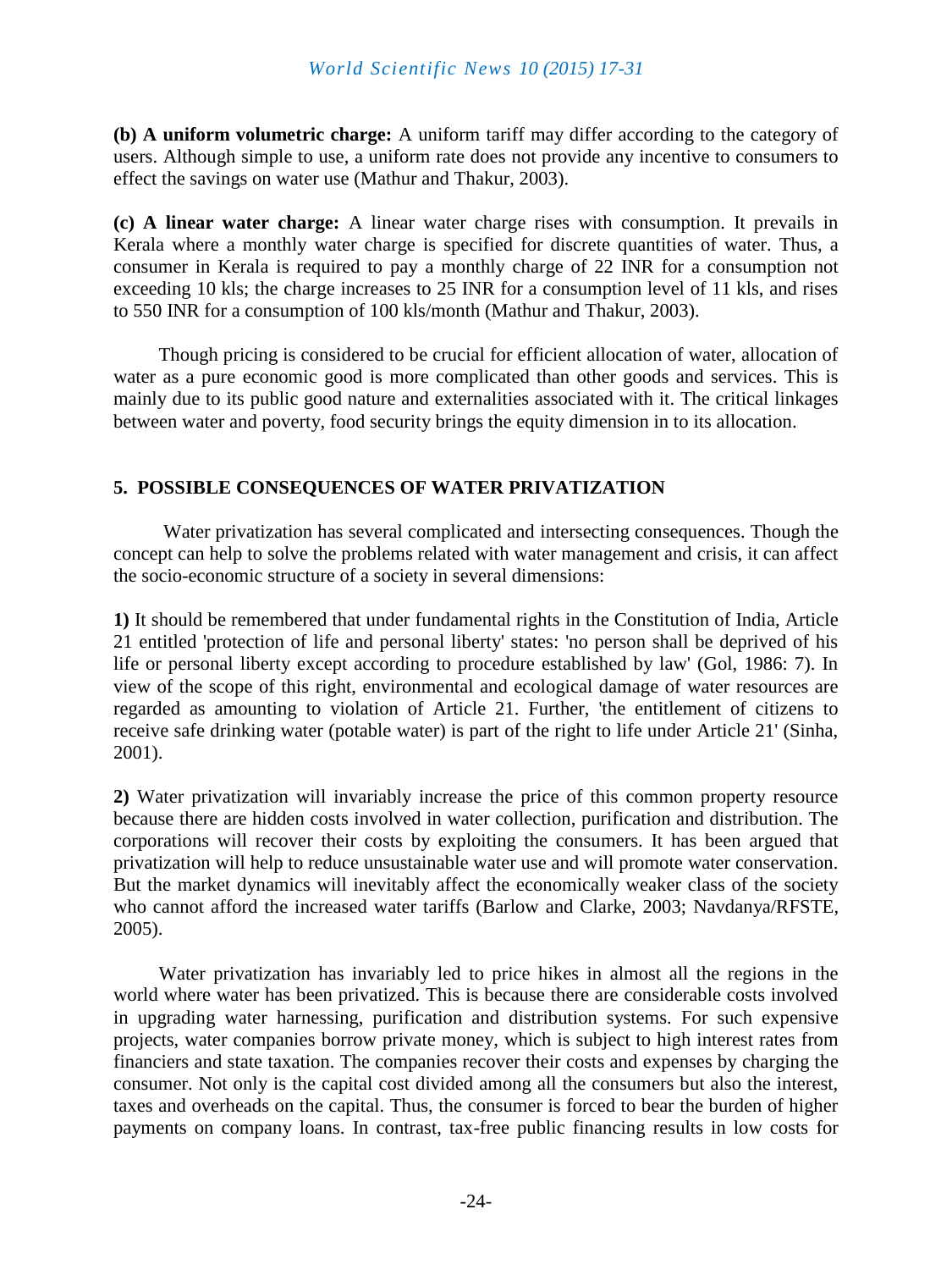**(b) A uniform volumetric charge:** A uniform tariff may differ according to the category of users. Although simple to use, a uniform rate does not provide any incentive to consumers to effect the savings on water use (Mathur and Thakur, 2003).

**(c) A linear water charge:** A linear water charge rises with consumption. It prevails in Kerala where a monthly water charge is specified for discrete quantities of water. Thus, a consumer in Kerala is required to pay a monthly charge of 22 INR for a consumption not exceeding 10 kls; the charge increases to 25 INR for a consumption level of 11 kls, and rises to 550 INR for a consumption of 100 kls/month (Mathur and Thakur, 2003).

Though pricing is considered to be crucial for efficient allocation of water, allocation of water as a pure economic good is more complicated than other goods and services. This is mainly due to its public good nature and externalities associated with it. The critical linkages between water and poverty, food security brings the equity dimension in to its allocation.

## 5. POSSIBLE CONSEQUENCES OF WATER PRIVATIZATION

Water privatization has several complicated and intersecting consequences. Though the concept can help to solve the problems related with water management and crisis, it can affect the socio-economic structure of a society in several dimensions:

**1)** It should be remembered that under fundamental rights in the Constitution of India, Article 21 entitled 'protection of life and personal liberty' states: 'no person shall be deprived of his life or personal liberty except according to procedure established by law' (GoI, 1986: 7). In view of the scope of this right, environmental and ecological damage of water resources are regarded as amounting to violation of Article 21. Further, 'the entitlement of citizens to receive safe drinking water (potable water) is part of the right to life under Article 21' (Sinha, 2001).

**2)** Water privatization will invariably increase the price of this common property resource because there are hidden costs involved in water collection, purification and distribution. The corporations will recover their costs by exploiting the consumers. It has been argued that privatization will help to reduce unsustainable water use and will promote water conservation. But the market dynamics will inevitably affect the economically weaker class of the society who cannot afford the increased water tariffs (Barlow and Clarke, 2003; Navdanya/RFSTE, 2005).

Water privatization has invariably led to price hikes in almost all the regions in the world where water has been privatized. This is because there are considerable costs involved in upgrading water harnessing, purification and distribution systems. For such expensive projects, water companies borrow private money, which is subject to high interest rates from financiers and state taxation. The companies recover their costs and expenses by charging the consumer. Not only is the capital cost divided among all the consumers but also the interest, taxes and overheads on the capital. Thus, the consumer is forced to bear the burden of higher payments on company loans. In contrast, tax-free public financing results in low costs for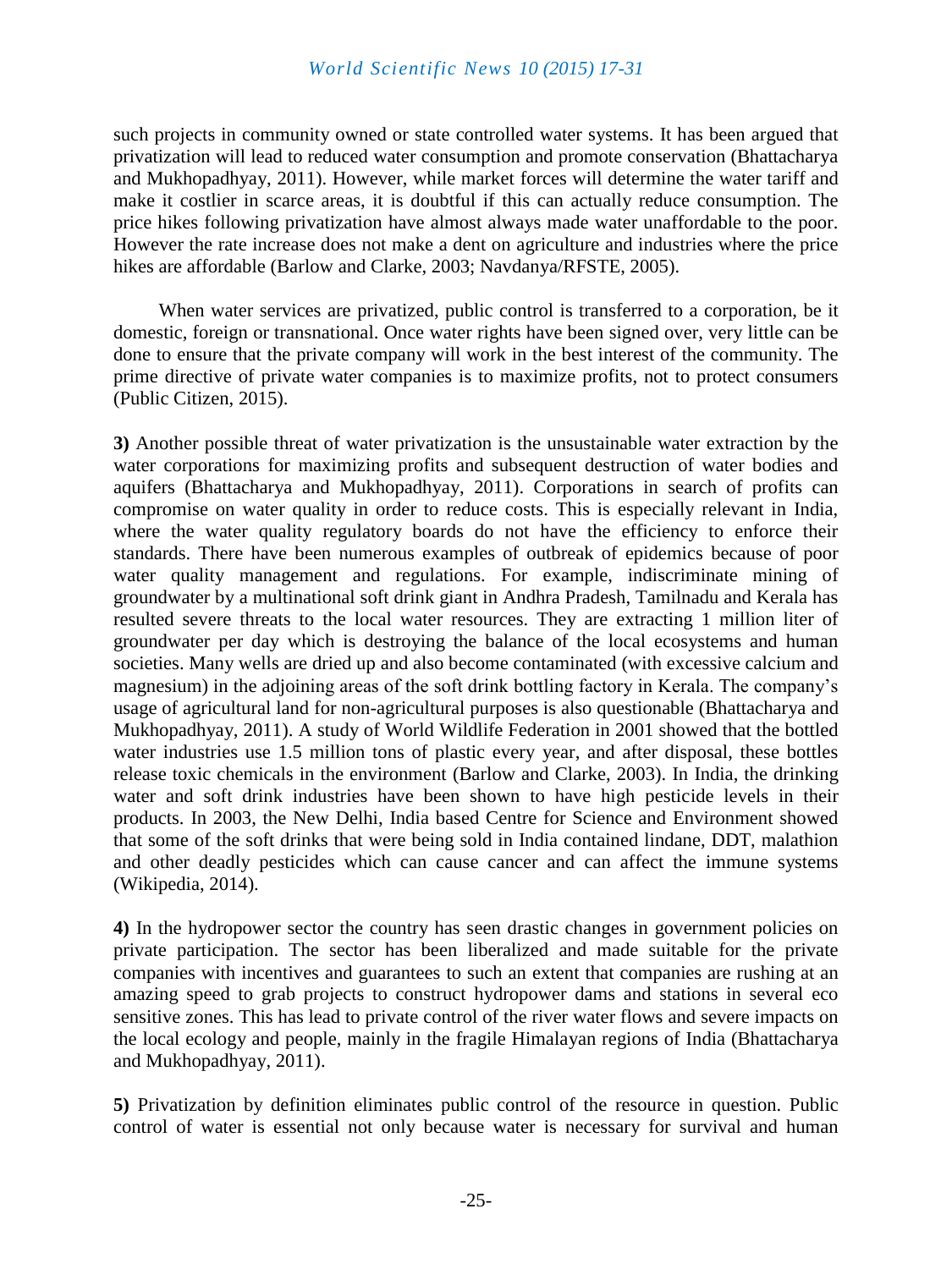such projects in community owned or state controlled water systems. It has been argued that privatization will lead to reduced water consumption and promote conservation (Bhattacharya and Mukhopadhyay, 2011). However, while market forces will determine the water tariff and make it costlier in scarce areas, it is doubtful if this can actually reduce consumption. The price hikes following privatization have almost always made water unaffordable to the poor. However the rate increase does not make a dent on agriculture and industries where the price hikes are affordable (Barlow and Clarke, 2003; Navdanya/RFSTE, 2005).

When water services are privatized, public control is transferred to a corporation, be it domestic, foreign or transnational. Once water rights have been signed over, very little can be done to ensure that the private company will work in the best interest of the community. The prime directive of private water companies is to maximize profits, not to protect consumers (Public Citizen, 2015).

**3)** Another possible threat of water privatization is the unsustainable water extraction by the water corporations for maximizing profits and subsequent destruction of water bodies and aquifers (Bhattacharya and Mukhopadhyay, 2011). Corporations in search of profits can compromise on water quality in order to reduce costs. This is especially relevant in India, where the water quality regulatory boards do not have the efficiency to enforce their standards. There have been numerous examples of outbreak of epidemics because of poor water quality management and regulations. For example, indiscriminate mining of groundwater by a multinational soft drink giant in Andhra Pradesh, Tamilnadu and Kerala has resulted severe threats to the local water resources. They are extracting 1 million liter of groundwater per day which is destroying the balance of the local ecosystems and human societies. Many wells are dried up and also become contaminated (with excessive calcium and magnesium) in the adjoining areas of the soft drink bottling factory in Kerala. The company's usage of agricultural land for non-agricultural purposes is also questionable (Bhattacharya and Mukhopadhyay, 2011). A study of World Wildlife Federation in 2001 showed that the bottled water industries use 1.5 million tons of plastic every year, and after disposal, these bottles release toxic chemicals in the environment (Barlow and Clarke, 2003). In India, the drinking water and soft drink industries have been shown to have high pesticide levels in their products. In 2003, the New Delhi, India based Centre for Science and Environment showed that some of the soft drinks that were being sold in India contained lindane, DDT, malathion and other deadly pesticides which can cause cancer and can affect the immune systems (Wikipedia, 2014).

**4)** In the hydropower sector the country has seen drastic changes in government policies on private participation. The sector has been liberalized and made suitable for the private companies with incentives and guarantees to such an extent that companies are rushing at an amazing speed to grab projects to construct hydropower dams and stations in several eco sensitive zones. This has lead to private control of the river water flows and severe impacts on the local ecology and people, mainly in the fragile Himalayan regions of India (Bhattacharya and Mukhopadhyay, 2011).

**5)** Privatization by definition eliminates public control of the resource in question. Public control of water is essential not only because water is necessary for survival and human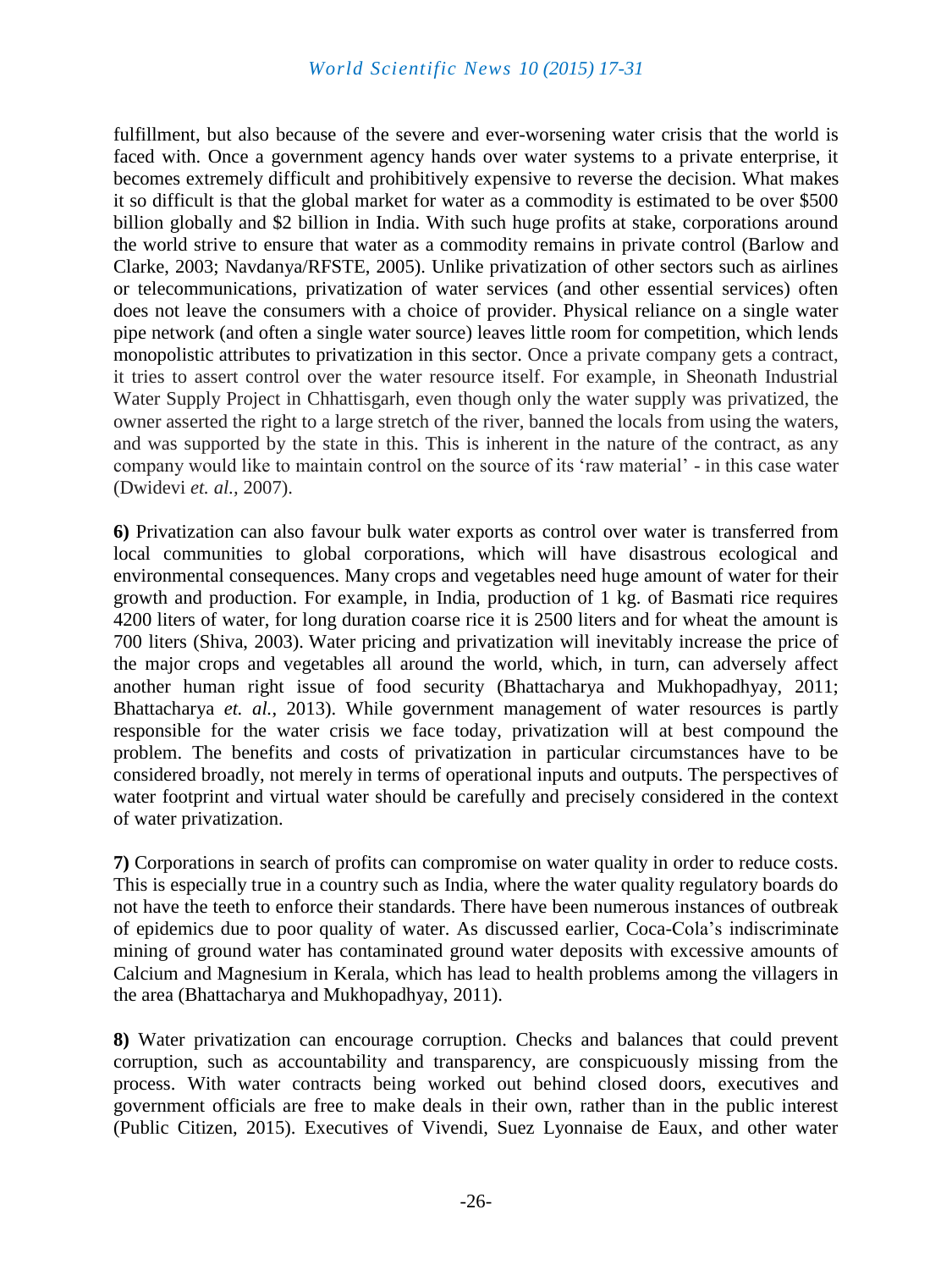fulfillment, but also because of the severe and ever-worsening water crisis that the world is faced with. Once a government agency hands over water systems to a private enterprise, it becomes extremely difficult and prohibitively expensive to reverse the decision. What makes it so difficult is that the global market for water as a commodity is estimated to be over $500 billion globally and $2 billion in India. With such huge profits at stake, corporations around the world strive to ensure that water as a commodity remains in private control (Barlow and Clarke, 2003; Navdanya/RFSTE, 2005). Unlike privatization of other sectors such as airlines or telecommunications, privatization of water services (and other essential services) often does not leave the consumers with a choice of provider. Physical reliance on a single water pipe network (and often a single water source) leaves little room for competition, which lends monopolistic attributes to privatization in this sector. Once a private company gets a contract, it tries to assert control over the water resource itself. For example, in Sheonath Industrial Water Supply Project in Chhattisgarh, even though only the water supply was privatized, the owner asserted the right to a large stretch of the river, banned the locals from using the waters, and was supported by the state in this. This is inherent in the nature of the contract, as any company would like to maintain control on the source of its 'raw material' - in this case water (Dwidevi *et. al.*, 2007).

**6)** Privatization can also favour bulk water exports as control over water is transferred from local communities to global corporations, which will have disastrous ecological and environmental consequences. Many crops and vegetables need huge amount of water for their growth and production. For example, in India, production of 1 kg. of Basmati rice requires 4200 liters of water, for long duration coarse rice it is 2500 liters and for wheat the amount is 700 liters (Shiva, 2003). Water pricing and privatization will inevitably increase the price of the major crops and vegetables all around the world, which, in turn, can adversely affect another human right issue of food security (Bhattacharya and Mukhopadhyay, 2011; Bhattacharya *et. al.*, 2013). While government management of water resources is partly responsible for the water crisis we face today, privatization will at best compound the problem. The benefits and costs of privatization in particular circumstances have to be considered broadly, not merely in terms of operational inputs and outputs. The perspectives of water footprint and virtual water should be carefully and precisely considered in the context of water privatization.

**7)** Corporations in search of profits can compromise on water quality in order to reduce costs. This is especially true in a country such as India, where the water quality regulatory boards do not have the teeth to enforce their standards. There have been numerous instances of outbreak of epidemics due to poor quality of water. As discussed earlier, Coca-Cola's indiscriminate mining of ground water has contaminated ground water deposits with excessive amounts of Calcium and Magnesium in Kerala, which has lead to health problems among the villagers in the area (Bhattacharya and Mukhopadhyay, 2011).

**8)** Water privatization can encourage corruption. Checks and balances that could prevent corruption, such as accountability and transparency, are conspicuously missing from the process. With water contracts being worked out behind closed doors, executives and government officials are free to make deals in their own, rather than in the public interest (Public Citizen, 2015). Executives of Vivendi, Suez Lyonnaise de Eaux, and other water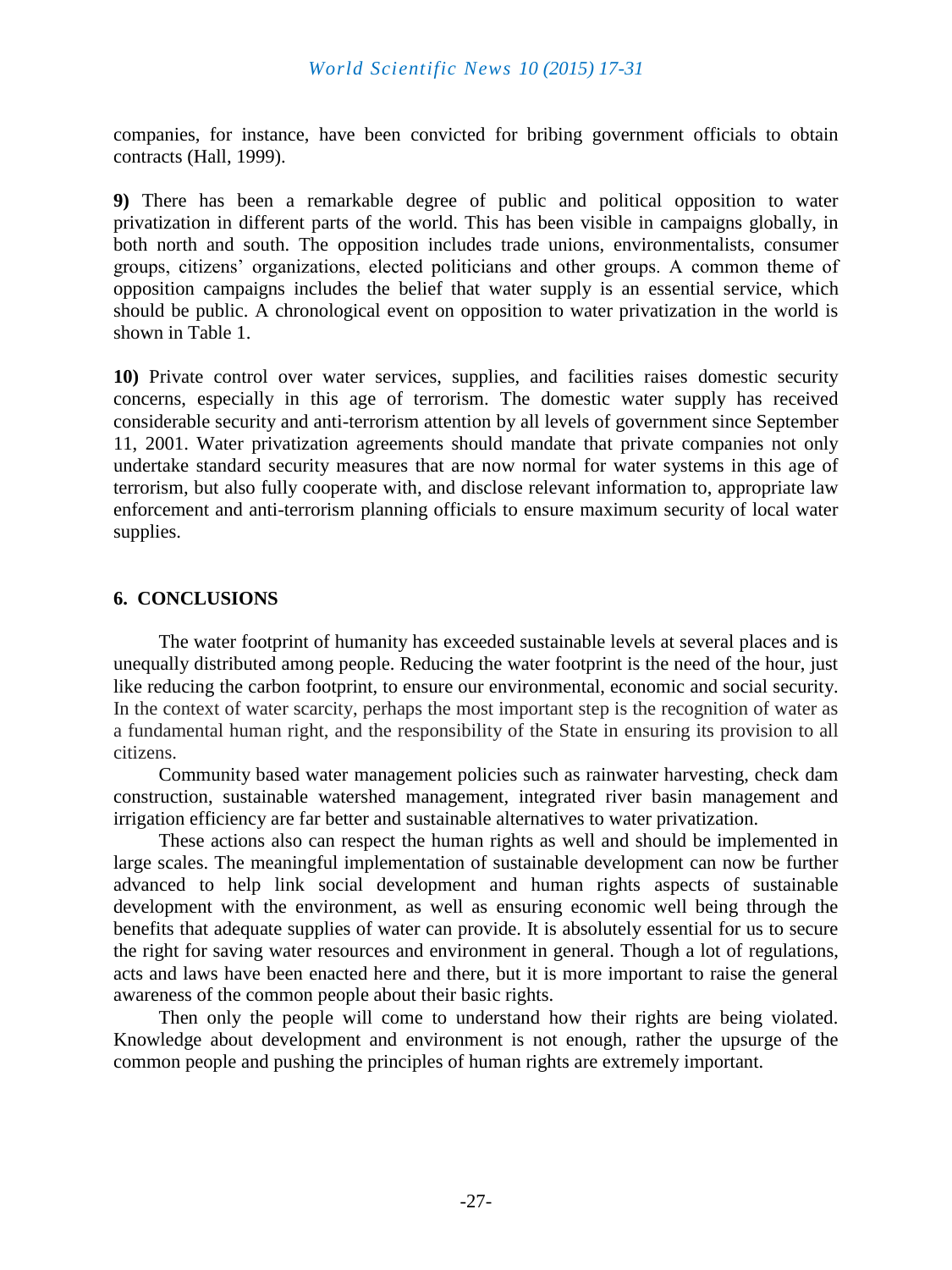companies, for instance, have been convicted for bribing government officials to obtain contracts (Hall, 1999).

**9)** There has been a remarkable degree of public and political opposition to water privatization in different parts of the world. This has been visible in campaigns globally, in both north and south. The opposition includes trade unions, environmentalists, consumer groups, citizens' organizations, elected politicians and other groups. A common theme of opposition campaigns includes the belief that water supply is an essential service, which should be public. A chronological event on opposition to water privatization in the world is shown in Table 1.

**10)** Private control over water services, supplies, and facilities raises domestic security concerns, especially in this age of terrorism. The domestic water supply has received considerable security and anti-terrorism attention by all levels of government since September 11, 2001. Water privatization agreements should mandate that private companies not only undertake standard security measures that are now normal for water systems in this age of terrorism, but also fully cooperate with, and disclose relevant information to, appropriate law enforcement and anti-terrorism planning officials to ensure maximum security of local water supplies.

## 6. CONCLUSIONS

The water footprint of humanity has exceeded sustainable levels at several places and is unequally distributed among people. Reducing the water footprint is the need of the hour, just like reducing the carbon footprint, to ensure our environmental, economic and social security. In the context of water scarcity, perhaps the most important step is the recognition of water as a fundamental human right, and the responsibility of the State in ensuring its provision to all citizens.

Community based water management policies such as rainwater harvesting, check dam construction, sustainable watershed management, integrated river basin management and irrigation efficiency are far better and sustainable alternatives to water privatization.

These actions also can respect the human rights as well and should be implemented in large scales. The meaningful implementation of sustainable development can now be further advanced to help link social development and human rights aspects of sustainable development with the environment, as well as ensuring economic well being through the benefits that adequate supplies of water can provide. It is absolutely essential for us to secure the right for saving water resources and environment in general. Though a lot of regulations, acts and laws have been enacted here and there, but it is more important to raise the general awareness of the common people about their basic rights.

Then only the people will come to understand how their rights are being violated. Knowledge about development and environment is not enough, rather the upsurge of the common people and pushing the principles of human rights are extremely important.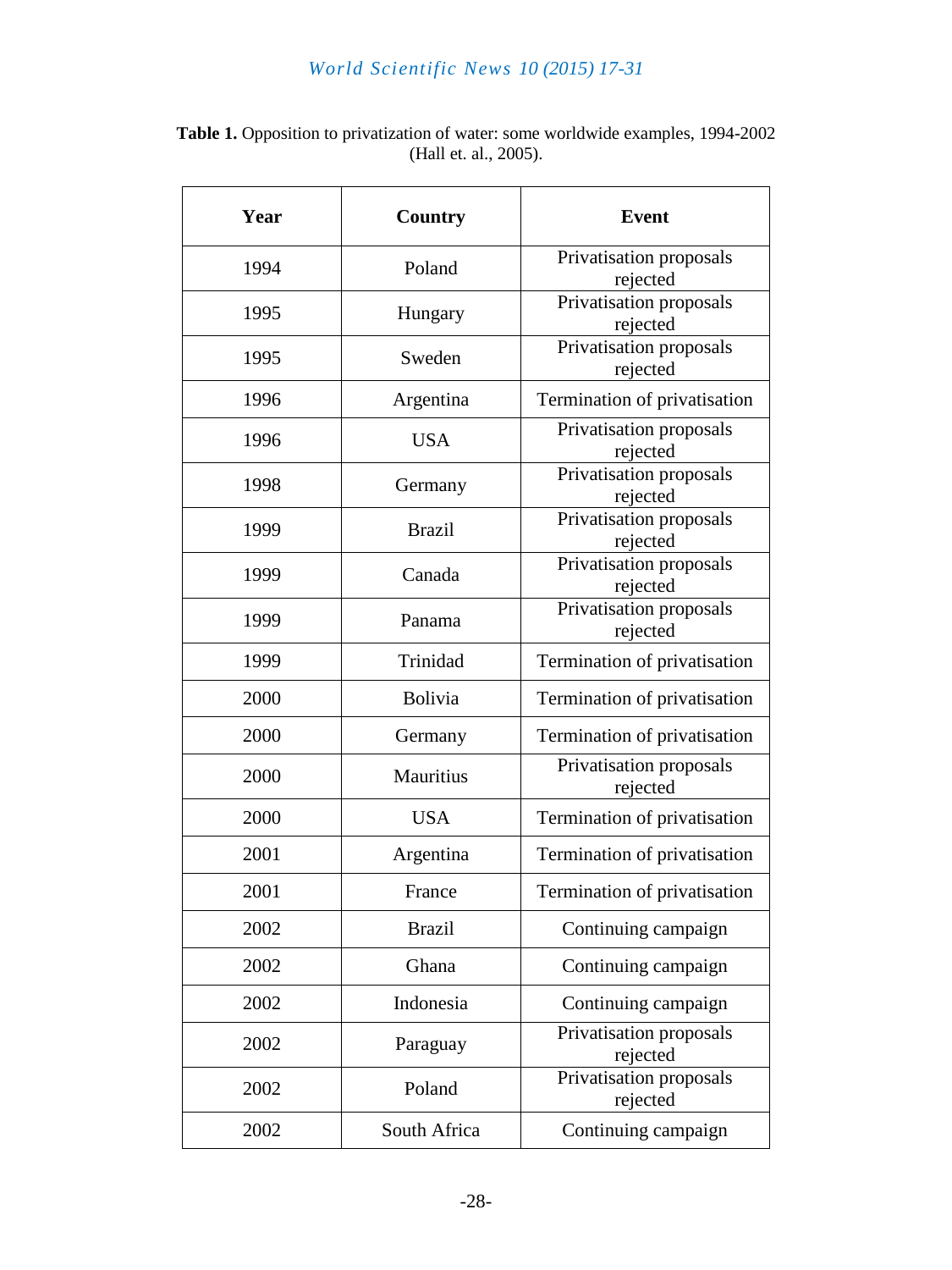**Table 1.** Opposition to privatization of water: some worldwide examples, 1994-2002 (Hall et. al., 2005).

| Year | Country | Event |
|---|---|---|
| 1994 | Poland | Privatisation proposals rejected |
| 1995 | Hungary | Privatisation proposals rejected |
| 1995 | Sweden | Privatisation proposals rejected |
| 1996 | Argentina | Termination of privatisation |
| 1996 | USA | Privatisation proposals rejected |
| 1998 | Germany | Privatisation proposals rejected |
| 1999 | Brazil | Privatisation proposals rejected |
| 1999 | Canada | Privatisation proposals rejected |
| 1999 | Panama | Privatisation proposals rejected |
| 1999 | Trinidad | Termination of privatisation |
| 2000 | Bolivia | Termination of privatisation |
| 2000 | Germany | Termination of privatisation |
| 2000 | Mauritius | Privatisation proposals rejected |
| 2000 | USA | Termination of privatisation |
| 2001 | Argentina | Termination of privatisation |
| 2001 | France | Termination of privatisation |
| 2002 | Brazil | Continuing campaign |
| 2002 | Ghana | Continuing campaign |
| 2002 | Indonesia | Continuing campaign |
| 2002 | Paraguay | Privatisation proposals rejected |
| 2002 | Poland | Privatisation proposals rejected |
| 2002 | South Africa | Continuing campaign |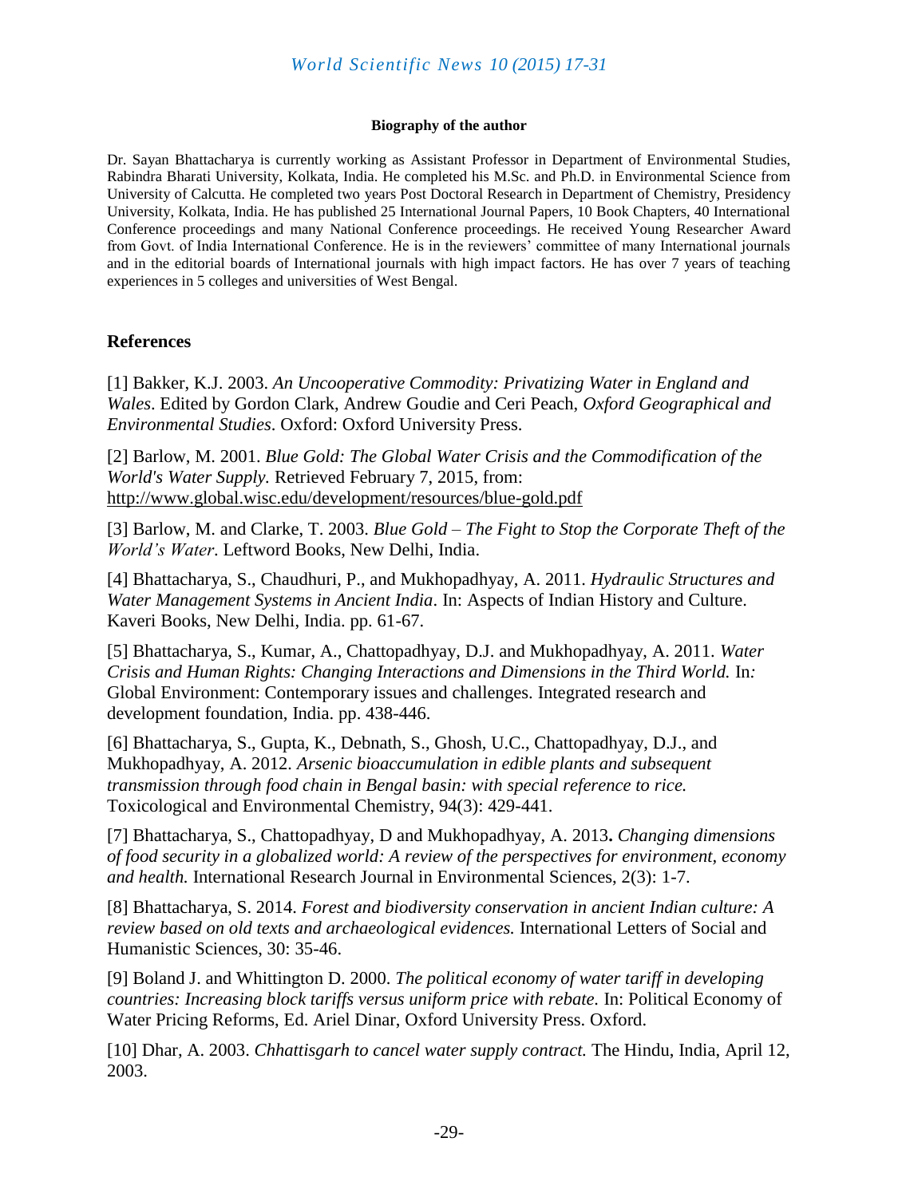**Biography of the author**

Dr. Sayan Bhattacharya is currently working as Assistant Professor in Department of Environmental Studies, Rabindra Bharati University, Kolkata, India. He completed his M.Sc. and Ph.D. in Environmental Science from University of Calcutta. He completed two years Post Doctoral Research in Department of Chemistry, Presidency University, Kolkata, India. He has published 25 International Journal Papers, 10 Book Chapters, 40 International Conference proceedings and many National Conference proceedings. He received Young Researcher Award from Govt. of India International Conference. He is in the reviewers' committee of many International journals and in the editorial boards of International journals with high impact factors. He has over 7 years of teaching experiences in 5 colleges and universities of West Bengal.

## References

[1] Bakker, K.J. 2003. *An Uncooperative Commodity: Privatizing Water in England and Wales*. Edited by Gordon Clark, Andrew Goudie and Ceri Peach, *Oxford Geographical and Environmental Studies*. Oxford: Oxford University Press.

[2] Barlow, M. 2001. *Blue Gold: The Global Water Crisis and the Commodification of the World's Water Supply.* Retrieved February 7, 2015, from: http://www.global.wisc.edu/development/resources/blue-gold.pdf

[3] Barlow, M. and Clarke, T. 2003. *Blue Gold – The Fight to Stop the Corporate Theft of the World's Water.* Leftword Books, New Delhi, India.

[4] Bhattacharya, S., Chaudhuri, P., and Mukhopadhyay, A. 2011. *Hydraulic Structures and Water Management Systems in Ancient India*. In: Aspects of Indian History and Culture. Kaveri Books, New Delhi, India. pp. 61-67.

[5] Bhattacharya, S., Kumar, A., Chattopadhyay, D.J. and Mukhopadhyay, A. 2011. *Water Crisis and Human Rights: Changing Interactions and Dimensions in the Third World.* In*:* Global Environment: Contemporary issues and challenges. Integrated research and development foundation, India. pp. 438-446.

[6] Bhattacharya, S., Gupta, K., Debnath, S., Ghosh, U.C., Chattopadhyay, D.J., and Mukhopadhyay, A. 2012. *Arsenic bioaccumulation in edible plants and subsequent transmission through food chain in Bengal basin: with special reference to rice.* Toxicological and Environmental Chemistry, 94(3): 429-441.

[7] Bhattacharya, S., Chattopadhyay, D and Mukhopadhyay, A. 2013**.** *Changing dimensions of food security in a globalized world: A review of the perspectives for environment, economy and health.* International Research Journal in Environmental Sciences, 2(3): 1-7.

[8] Bhattacharya, S. 2014. *Forest and biodiversity conservation in ancient Indian culture: A review based on old texts and archaeological evidences.* International Letters of Social and Humanistic Sciences, 30: 35-46.

[9] Boland J. and Whittington D. 2000. *The political economy of water tariff in developing countries: Increasing block tariffs versus uniform price with rebate.* In: Political Economy of Water Pricing Reforms, Ed. Ariel Dinar, Oxford University Press. Oxford.

[10] Dhar, A. 2003. *Chhattisgarh to cancel water supply contract.* The Hindu, India, April 12, 2003.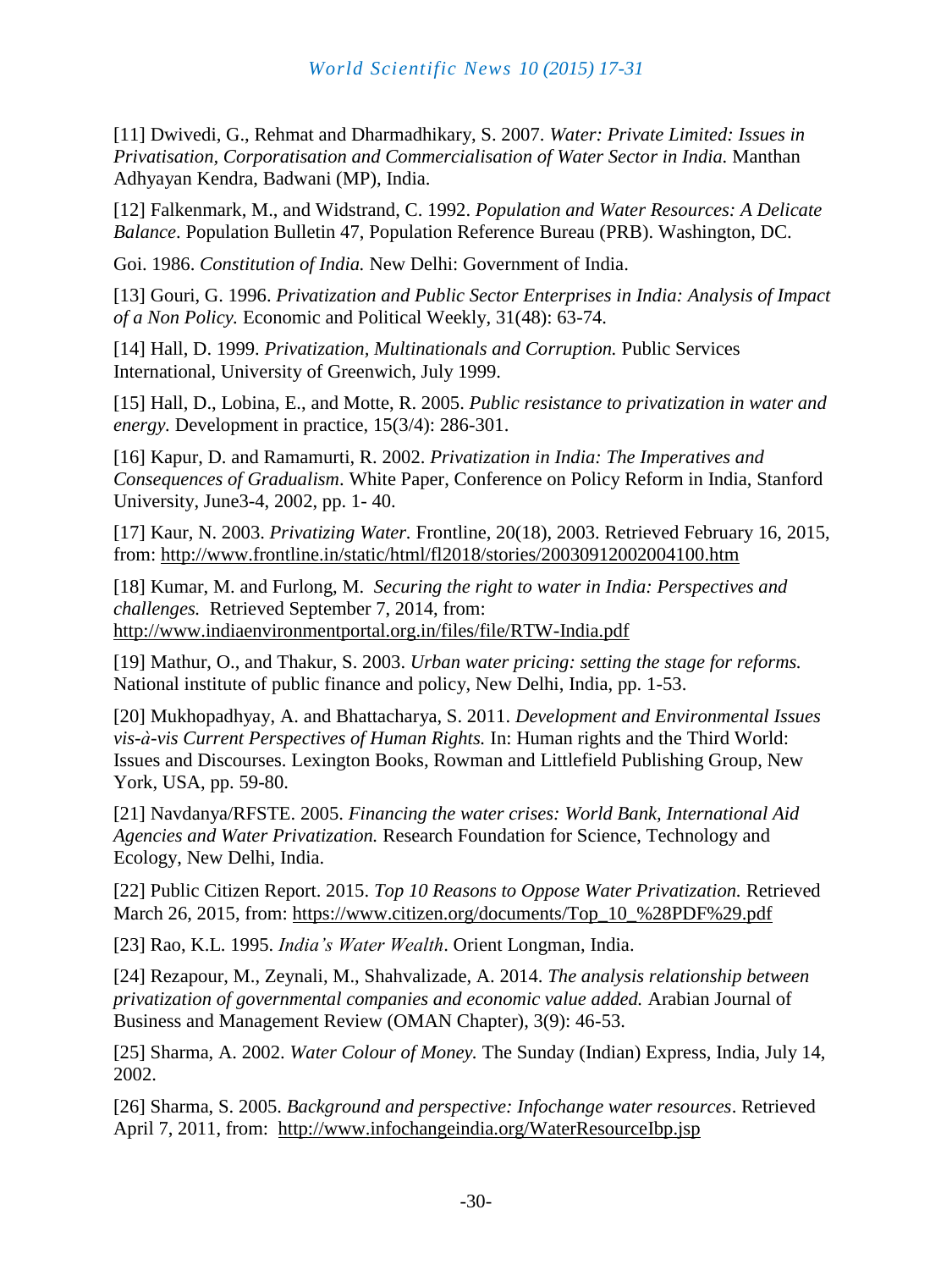[11] Dwivedi, G., Rehmat and Dharmadhikary, S. 2007. *Water: Private Limited: Issues in Privatisation, Corporatisation and Commercialisation of Water Sector in India.* Manthan Adhyayan Kendra, Badwani (MP), India.

[12] Falkenmark, M., and Widstrand, C. 1992. *Population and Water Resources: A Delicate Balance*. Population Bulletin 47, Population Reference Bureau (PRB). Washington, DC.

Goi. 1986. *Constitution of India.* New Delhi: Government of India.

[13] Gouri, G. 1996. *Privatization and Public Sector Enterprises in India: Analysis of Impact of a Non Policy.* Economic and Political Weekly, 31(48): 63-74.

[14] Hall, D. 1999. *Privatization, Multinationals and Corruption.* Public Services International, University of Greenwich, July 1999.

[15] Hall, D., Lobina, E., and Motte, R. 2005. *Public resistance to privatization in water and energy.* Development in practice, 15(3/4): 286-301.

[16] Kapur, D. and Ramamurti, R. 2002. *Privatization in India: The Imperatives and Consequences of Gradualism*. White Paper, Conference on Policy Reform in India, Stanford University, June3-4, 2002, pp. 1- 40.

[17] Kaur, N. 2003. *Privatizing Water.* Frontline, 20(18), 2003. Retrieved February 16, 2015, from: http://www.frontline.in/static/html/fl2018/stories/20030912002004100.htm

[18] Kumar, M. and Furlong, M. *Securing the right to water in India: Perspectives and challenges.* Retrieved September 7, 2014, from: http://www.indiaenvironmentportal.org.in/files/file/RTW-India.pdf

[19] Mathur, O., and Thakur, S. 2003. *Urban water pricing: setting the stage for reforms.* National institute of public finance and policy, New Delhi, India, pp. 1-53.

[20] Mukhopadhyay, A. and Bhattacharya, S. 2011. *Development and Environmental Issues vis-à-vis Current Perspectives of Human Rights.* In: Human rights and the Third World: Issues and Discourses. Lexington Books, Rowman and Littlefield Publishing Group, New York, USA, pp. 59-80.

[21] Navdanya/RFSTE. 2005. *Financing the water crises: World Bank, International Aid Agencies and Water Privatization.* Research Foundation for Science, Technology and Ecology, New Delhi, India.

[22] Public Citizen Report. 2015. *Top 10 Reasons to Oppose Water Privatization.* Retrieved March 26, 2015, from: https://www.citizen.org/documents/Top_10_%28PDF%29.pdf

[23] Rao, K.L. 1995. *India's Water Wealth*. Orient Longman, India.

[24] Rezapour, M., Zeynali, M., Shahvalizade, A. 2014. *The analysis relationship between privatization of governmental companies and economic value added.* Arabian Journal of Business and Management Review (OMAN Chapter), 3(9): 46-53.

[25] Sharma, A. 2002. *Water Colour of Money.* The Sunday (Indian) Express, India, July 14, 2002.

[26] Sharma, S. 2005. *Background and perspective: Infochange water resources*. Retrieved April 7, 2011, from: http://www.infochangeindia.org/WaterResourceIbp.jsp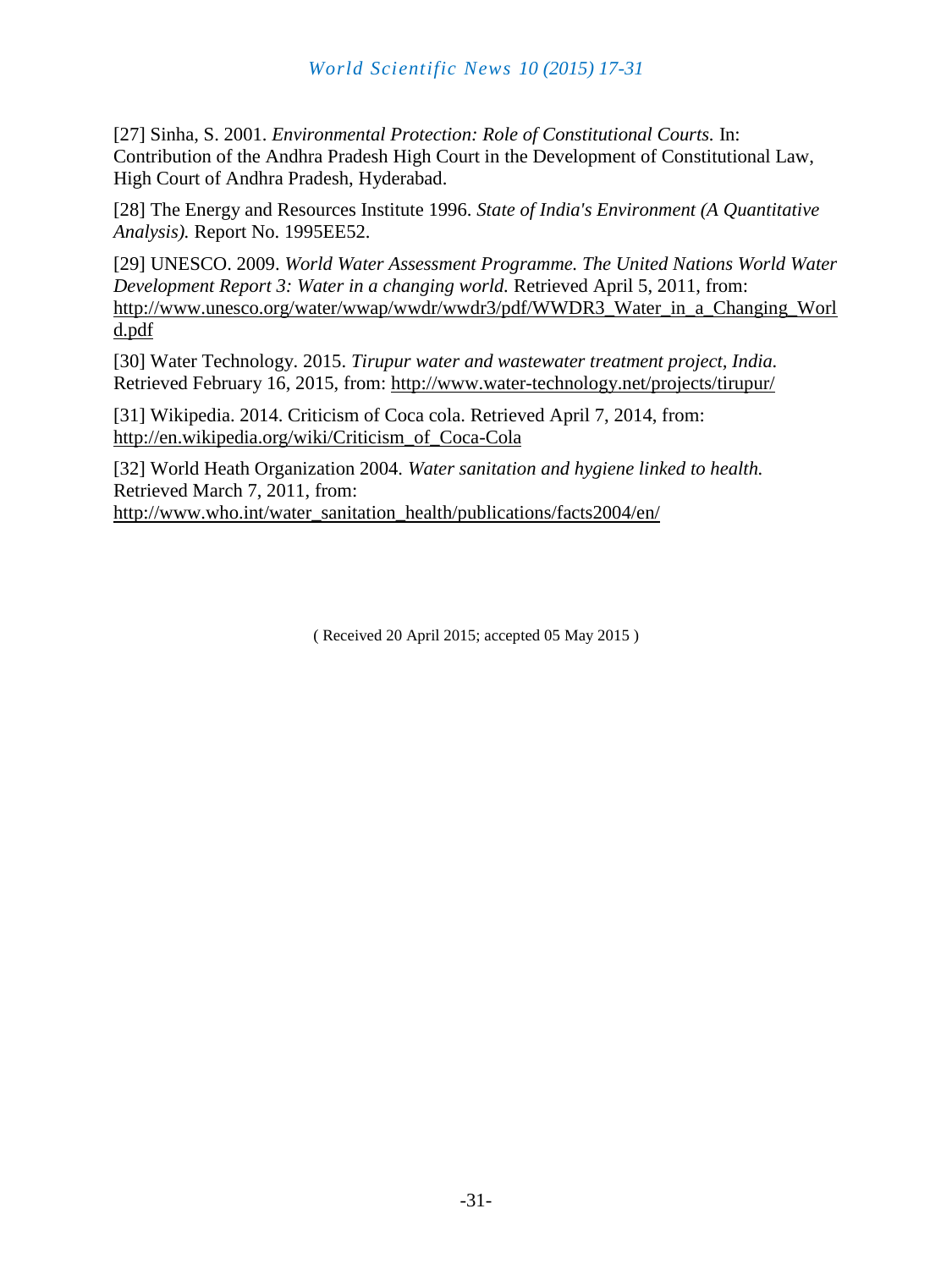[27] Sinha, S. 2001. *Environmental Protection: Role of Constitutional Courts.* In: Contribution of the Andhra Pradesh High Court in the Development of Constitutional Law, High Court of Andhra Pradesh, Hyderabad.

[28] The Energy and Resources Institute 1996. *State of India's Environment (A Quantitative Analysis).* Report No. 1995EE52.

[29] UNESCO. 2009. *World Water Assessment Programme. The United Nations World Water Development Report 3: Water in a changing world.* Retrieved April 5, 2011, from: http://www.unesco.org/water/wwap/wwdr/wwdr3/pdf/WWDR3_Water_in_a_Changing_World.pdf

[30] Water Technology. 2015. *Tirupur water and wastewater treatment project, India.* Retrieved February 16, 2015, from: http://www.water-technology.net/projects/tirupur/

[31] Wikipedia. 2014. Criticism of Coca cola. Retrieved April 7, 2014, from: http://en.wikipedia.org/wiki/Criticism_of_Coca-Cola

[32] World Heath Organization 2004. *Water sanitation and hygiene linked to health.* Retrieved March 7, 2011, from: http://www.who.int/water_sanitation_health/publications/facts2004/en/

( Received 20 April 2015; accepted 05 May 2015 )